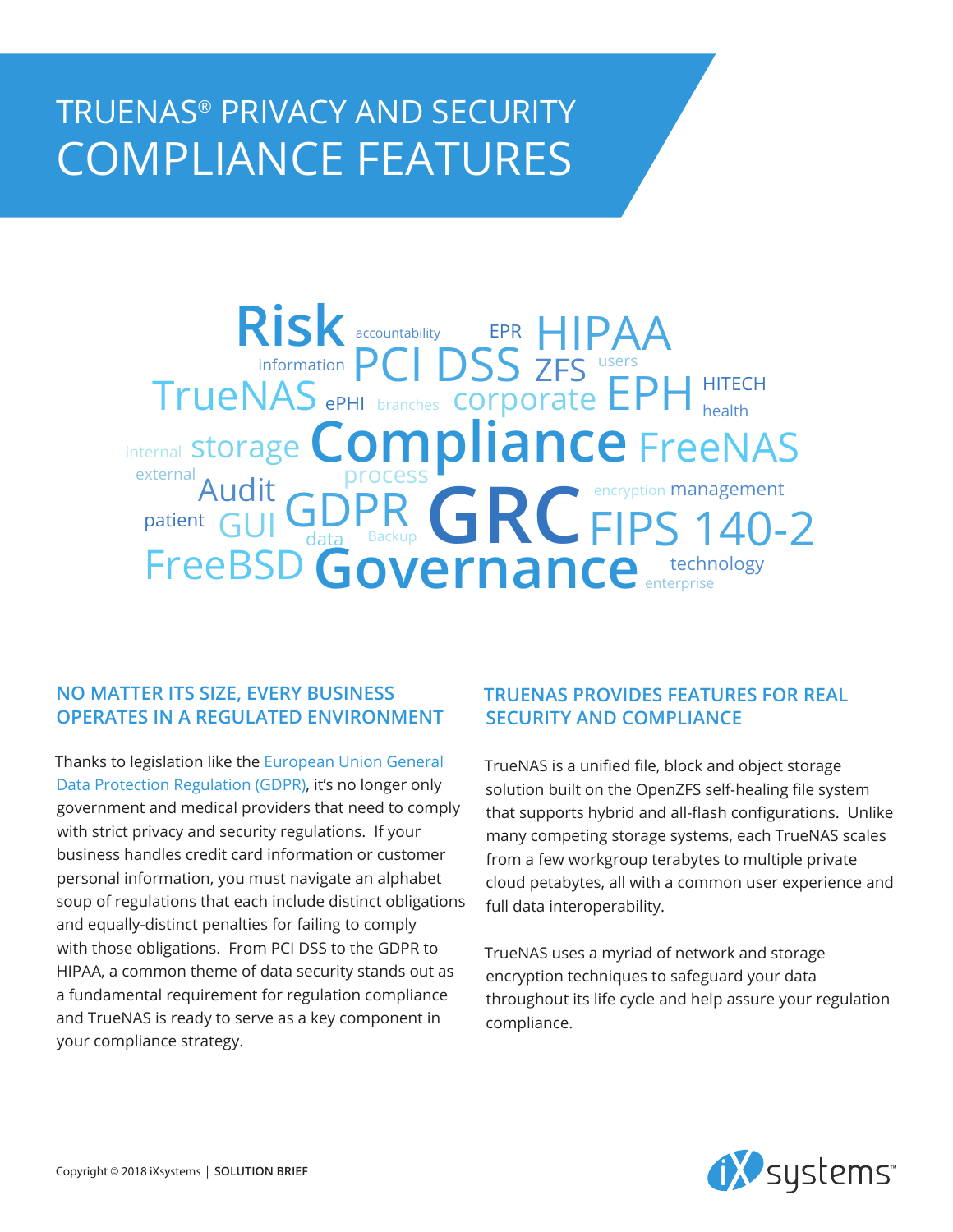# TRUENAS® PRIVACY AND SECURITY COMPLIANCE FEATURES

Risk accountability EPR HIPAA information PCI DSS ZFS users TrueNAS ePHI branches corporate EPH HITECH health internal storage Compliance FreeNAS external process Audit encryption management patient GUI GDPR GRC FIPS 140-2 data Backup FreeBSD Governance technology enterprise

## NO MATTER ITS SIZE, EVERY BUSINESS OPERATES IN A REGULATED ENVIRONMENT

Thanks to legislation like the European Union General Data Protection Regulation (GDPR), it's no longer only government and medical providers that need to comply with strict privacy and security regulations. If your business handles credit card information or customer personal information, you must navigate an alphabet soup of regulations that each include distinct obligations and equally-distinct penalties for failing to comply with those obligations. From PCI DSS to the GDPR to HIPAA, a common theme of data security stands out as a fundamental requirement for regulation compliance and TrueNAS is ready to serve as a key component in your compliance strategy.

## TRUENAS PROVIDES FEATURES FOR REAL SECURITY AND COMPLIANCE

TrueNAS is a unified file, block and object storage solution built on the OpenZFS self-healing file system that supports hybrid and all-flash configurations. Unlike many competing storage systems, each TrueNAS scales from a few workgroup terabytes to multiple private cloud petabytes, all with a common user experience and full data interoperability.

TrueNAS uses a myriad of network and storage encryption techniques to safeguard your data throughout its life cycle and help assure your regulation compliance.

Copyright © 2018 iXsystems | **SOLUTION BRIEF**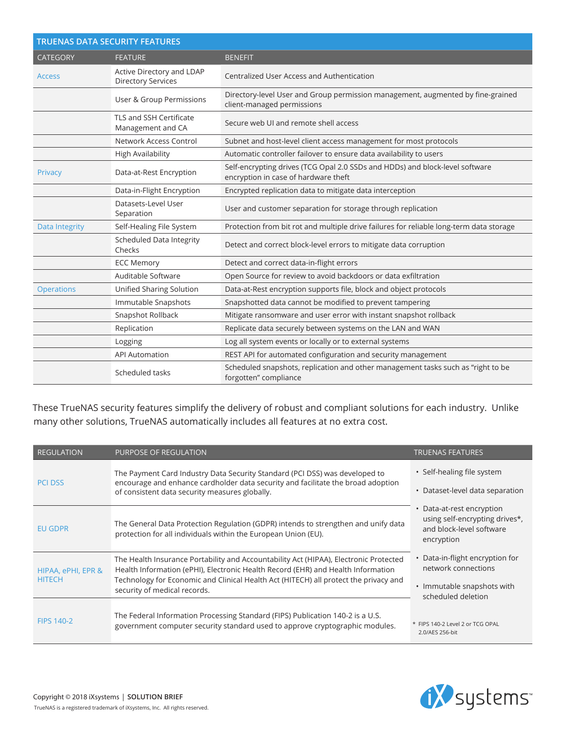| TRUENAS DATA SECURITY FEATURES | | |
|---|---|---|
| CATEGORY | FEATURE | BENEFIT |
| Access | Active Directory and LDAP Directory Services | Centralized User Access and Authentication |
| | User & Group Permissions | Directory-level User and Group permission management, augmented by fine-grained client-managed permissions |
| | TLS and SSH Certificate Management and CA | Secure web UI and remote shell access |
| | Network Access Control | Subnet and host-level client access management for most protocols |
| | High Availability | Automatic controller failover to ensure data availability to users |
| Privacy | Data-at-Rest Encryption | Self-encrypting drives (TCG Opal 2.0 SSDs and HDDs) and block-level software encryption in case of hardware theft |
| | Data-in-Flight Encryption | Encrypted replication data to mitigate data interception |
| | Datasets-Level User Separation | User and customer separation for storage through replication |
| Data Integrity | Self-Healing File System | Protection from bit rot and multiple drive failures for reliable long-term data storage |
| | Scheduled Data Integrity Checks | Detect and correct block-level errors to mitigate data corruption |
| | ECC Memory | Detect and correct data-in-flight errors |
| | Auditable Software | Open Source for review to avoid backdoors or data exfiltration |
| Operations | Unified Sharing Solution | Data-at-Rest encryption supports file, block and object protocols |
| | Immutable Snapshots | Snapshotted data cannot be modified to prevent tampering |
| | Snapshot Rollback | Mitigate ransomware and user error with instant snapshot rollback |
| | Replication | Replicate data securely between systems on the LAN and WAN |
| | Logging | Log all system events or locally or to external systems |
| | API Automation | REST API for automated configuration and security management |
| | Scheduled tasks | Scheduled snapshots, replication and other management tasks such as "right to be forgotten" compliance |

These TrueNAS security features simplify the delivery of robust and compliant solutions for each industry. Unlike many other solutions, TrueNAS automatically includes all features at no extra cost.

| REGULATION | PURPOSE OF REGULATION | TRUENAS FEATURES |
|---|---|---|
| PCI DSS | The Payment Card Industry Data Security Standard (PCI DSS) was developed to encourage and enhance cardholder data security and facilitate the broad adoption of consistent data security measures globally. | • Self-healing file system<br>• Dataset-level data separation<br>• Data-at-rest encryption using self-encrypting drives*, and block-level software encryption<br>• Data-in-flight encryption for network connections<br>• Immutable snapshots with scheduled deletion<br><br>* FIPS 140-2 Level 2 or TCG OPAL 2.0/AES 256-bit |
| EU GDPR | The General Data Protection Regulation (GDPR) intends to strengthen and unify data protection for all individuals within the European Union (EU). | |
| HIPAA, ePHI, EPR & HITECH | The Health Insurance Portability and Accountability Act (HIPAA), Electronic Protected Health Information (ePHI), Electronic Health Record (EHR) and Health Information Technology for Economic and Clinical Health Act (HITECH) all protect the privacy and security of medical records. | |
| FIPS 140-2 | The Federal Information Processing Standard (FIPS) Publication 140-2 is a U.S. government computer security standard used to approve cryptographic modules. | |

Copyright © 2018 iXsystems | **SOLUTION BRIEF**

TrueNAS is a registered trademark of iXsystems, Inc. All rights reserved.